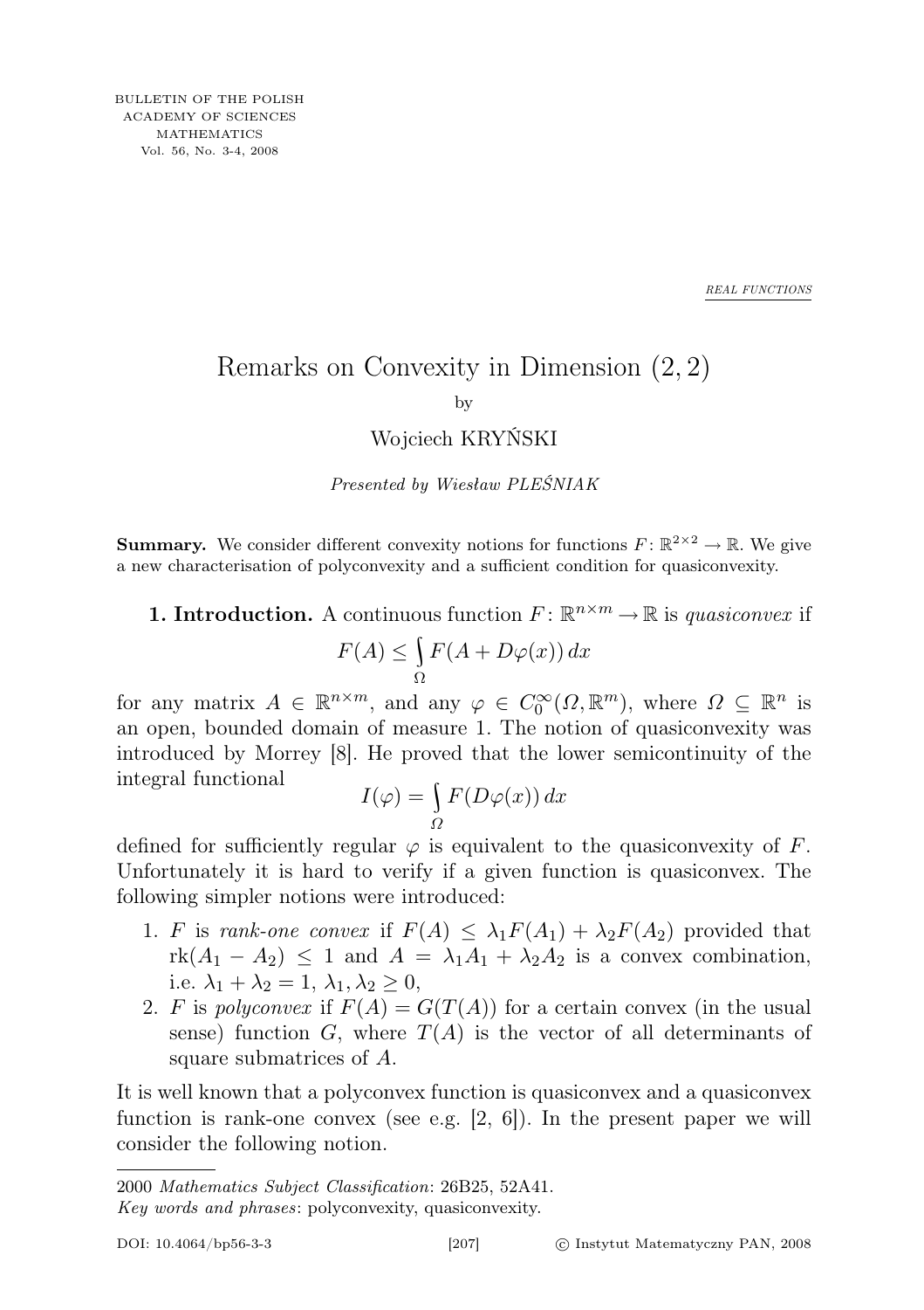REAL FUNCTIONS

# Remarks on Convexity in Dimension $(2, 2)$

by

Wojciech KRYŃSKI

*Presented by Wiesław PLEŚNIAK*

**Summary.** We consider different convexity notions for functions $F\colon \mathbb{R}^{2\times 2} \to \mathbb{R}$. We give a new characterisation of polyconvexity and a sufficient condition for quasiconvexity.

**1. Introduction.** A continuous function $F\colon \mathbb{R}^{n\times m} \to \mathbb{R}$ is *quasiconvex* if

$$F(A) \le \int_{\Omega} F(A + D\varphi(x))\,dx$$

for any matrix $A \in \mathbb{R}^{n\times m}$, and any $\varphi \in C_0^\infty(\Omega, \mathbb{R}^m)$, where $\Omega \subseteq \mathbb{R}^n$ is an open, bounded domain of measure 1. The notion of quasiconvexity was introduced by Morrey [8]. He proved that the lower semicontinuity of the integral functional

$$I(\varphi) = \int_{\Omega} F(D\varphi(x))\,dx$$

defined for sufficiently regular $\varphi$ is equivalent to the quasiconvexity of $F$. Unfortunately it is hard to verify if a given function is quasiconvex. The following simpler notions were introduced:

1. $F$ is *rank-one convex* if $F(A) \le \lambda_1 F(A_1) + \lambda_2 F(A_2)$ provided that $\mathrm{rk}(A_1 - A_2) \le 1$ and $A = \lambda_1 A_1 + \lambda_2 A_2$ is a convex combination, i.e. $\lambda_1 + \lambda_2 = 1$, $\lambda_1, \lambda_2 \ge 0$,
2. $F$ is *polyconvex* if $F(A) = G(T(A))$ for a certain convex (in the usual sense) function $G$, where $T(A)$ is the vector of all determinants of square submatrices of $A$.

It is well known that a polyconvex function is quasiconvex and a quasiconvex function is rank-one convex (see e.g. [2, 6]). In the present paper we will consider the following notion.

---

2000 *Mathematics Subject Classification*: 26B25, 52A41.

*Key words and phrases*: polyconvexity, quasiconvexity.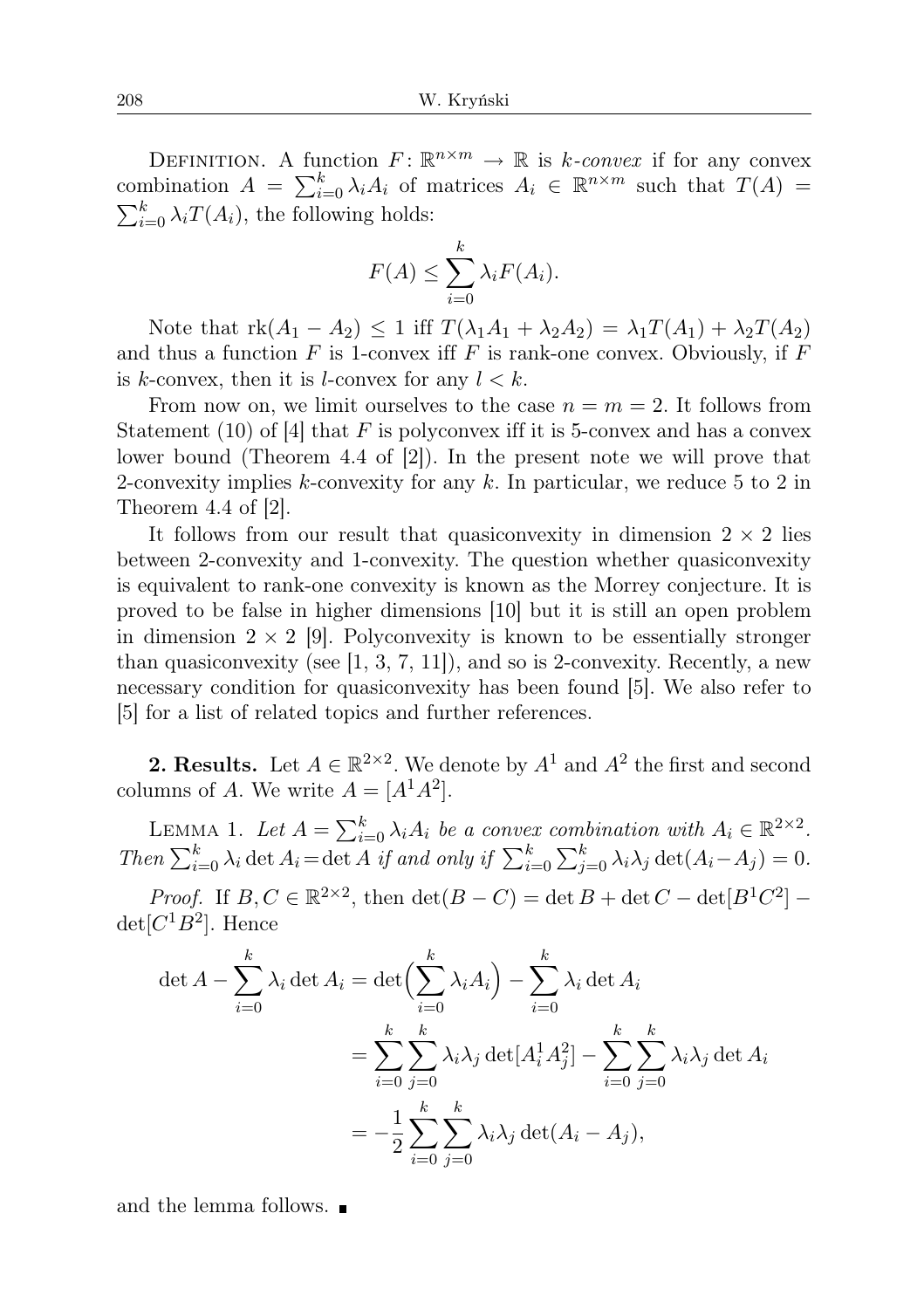Definition. A function $F\colon \mathbb{R}^{n\times m} \to \mathbb{R}$ is *k-convex* if for any convex combination $A = \sum_{i=0}^{k} \lambda_i A_i$ of matrices $A_i \in \mathbb{R}^{n\times m}$ such that $T(A) = \sum_{i=0}^{k} \lambda_i T(A_i)$, the following holds:

$$F(A) \le \sum_{i=0}^{k} \lambda_i F(A_i).$$

Note that $\mathrm{rk}(A_1 - A_2) \le 1$ iff $T(\lambda_1 A_1 + \lambda_2 A_2) = \lambda_1 T(A_1) + \lambda_2 T(A_2)$ and thus a function $F$ is 1-convex iff $F$ is rank-one convex. Obviously, if $F$ is $k$-convex, then it is $l$-convex for any $l < k$.

From now on, we limit ourselves to the case $n = m = 2$. It follows from Statement (10) of [4] that $F$ is polyconvex iff it is 5-convex and has a convex lower bound (Theorem 4.4 of [2]). In the present note we will prove that 2-convexity implies $k$-convexity for any $k$. In particular, we reduce 5 to 2 in Theorem 4.4 of [2].

It follows from our result that quasiconvexity in dimension $2 \times 2$ lies between 2-convexity and 1-convexity. The question whether quasiconvexity is equivalent to rank-one convexity is known as the Morrey conjecture. It is proved to be false in higher dimensions [10] but it is still an open problem in dimension $2 \times 2$ [9]. Polyconvexity is known to be essentially stronger than quasiconvexity (see [1, 3, 7, 11]), and so is 2-convexity. Recently, a new necessary condition for quasiconvexity has been found [5]. We also refer to [5] for a list of related topics and further references.

**2. Results.** Let $A \in \mathbb{R}^{2\times 2}$. We denote by $A^1$ and $A^2$ the first and second columns of $A$. We write $A = [A^1 A^2]$.

Lemma 1. *Let $A = \sum_{i=0}^{k} \lambda_i A_i$ be a convex combination with $A_i \in \mathbb{R}^{2\times 2}$. Then $\sum_{i=0}^{k} \lambda_i \det A_i = \det A$ if and only if $\sum_{i=0}^{k} \sum_{j=0}^{k} \lambda_i \lambda_j \det(A_i - A_j) = 0$.*

*Proof.* If $B, C \in \mathbb{R}^{2\times 2}$, then $\det(B - C) = \det B + \det C - \det[B^1 C^2] - \det[C^1 B^2]$. Hence

$$\begin{aligned}
\det A - \sum_{i=0}^{k} \lambda_i \det A_i &= \det\Big(\sum_{i=0}^{k} \lambda_i A_i\Big) - \sum_{i=0}^{k} \lambda_i \det A_i \\
&= \sum_{i=0}^{k} \sum_{j=0}^{k} \lambda_i \lambda_j \det[A_i^1 A_j^2] - \sum_{i=0}^{k} \sum_{j=0}^{k} \lambda_i \lambda_j \det A_i \\
&= -\frac{1}{2} \sum_{i=0}^{k} \sum_{j=0}^{k} \lambda_i \lambda_j \det(A_i - A_j),
\end{aligned}$$

and the lemma follows. ∎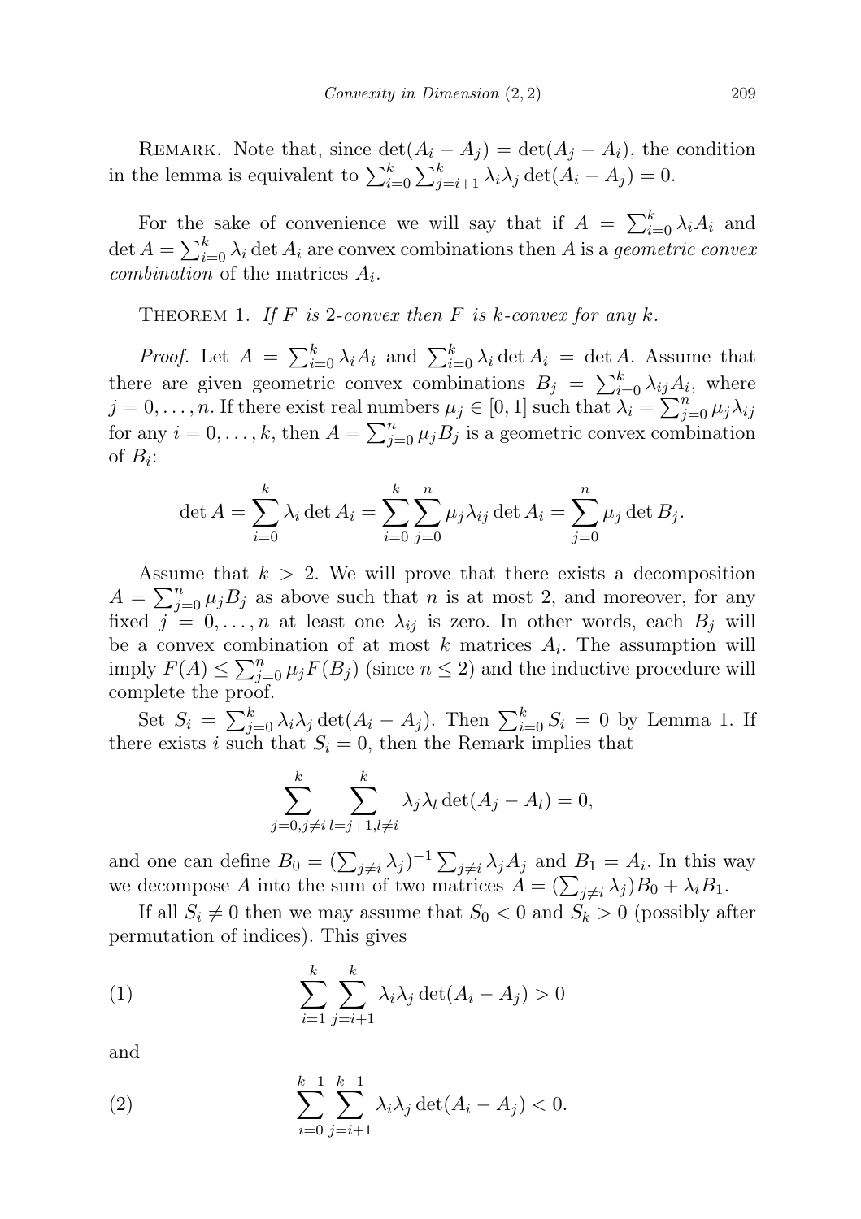Remark. Note that, since $\det(A_i - A_j) = \det(A_j - A_i)$, the condition in the lemma is equivalent to $\sum_{i=0}^k \sum_{j=i+1}^k \lambda_i \lambda_j \det(A_i - A_j) = 0$.

For the sake of convenience we will say that if $A = \sum_{i=0}^k \lambda_i A_i$ and $\det A = \sum_{i=0}^k \lambda_i \det A_i$ are convex combinations then $A$ is a *geometric convex combination* of the matrices $A_i$.

Theorem 1. *If $F$ is 2-convex then $F$ is $k$-convex for any $k$.*

*Proof.* Let $A = \sum_{i=0}^k \lambda_i A_i$ and $\sum_{i=0}^k \lambda_i \det A_i = \det A$. Assume that there are given geometric convex combinations $B_j = \sum_{i=0}^k \lambda_{ij} A_i$, where $j = 0, \ldots, n$. If there exist real numbers $\mu_j \in [0,1]$ such that $\lambda_i = \sum_{j=0}^n \mu_j \lambda_{ij}$ for any $i = 0, \ldots, k$, then $A = \sum_{j=0}^n \mu_j B_j$ is a geometric convex combination of $B_i$:

$$\det A = \sum_{i=0}^k \lambda_i \det A_i = \sum_{i=0}^k \sum_{j=0}^n \mu_j \lambda_{ij} \det A_i = \sum_{j=0}^n \mu_j \det B_j.$$

Assume that $k > 2$. We will prove that there exists a decomposition $A = \sum_{j=0}^n \mu_j B_j$ as above such that $n$ is at most 2, and moreover, for any fixed $j = 0, \ldots, n$ at least one $\lambda_{ij}$ is zero. In other words, each $B_j$ will be a convex combination of at most $k$ matrices $A_i$. The assumption will imply $F(A) \le \sum_{j=0}^n \mu_j F(B_j)$ (since $n \le 2$) and the inductive procedure will complete the proof.

Set $S_i = \sum_{j=0}^k \lambda_i \lambda_j \det(A_i - A_j)$. Then $\sum_{i=0}^k S_i = 0$ by Lemma 1. If there exists $i$ such that $S_i = 0$, then the Remark implies that

$$\sum_{j=0, j\neq i}^k \sum_{l=j+1, l\neq i}^k \lambda_j \lambda_l \det(A_j - A_l) = 0,$$

and one can define $B_0 = (\sum_{j\neq i} \lambda_j)^{-1} \sum_{j\neq i} \lambda_j A_j$ and $B_1 = A_i$. In this way we decompose $A$ into the sum of two matrices $A = (\sum_{j\neq i} \lambda_j) B_0 + \lambda_i B_1$.

If all $S_i \neq 0$ then we may assume that $S_0 < 0$ and $S_k > 0$ (possibly after permutation of indices). This gives

$$\sum_{i=1}^k \sum_{j=i+1}^k \lambda_i \lambda_j \det(A_i - A_j) > 0 \tag{1}$$

and

$$\sum_{i=0}^{k-1} \sum_{j=i+1}^{k-1} \lambda_i \lambda_j \det(A_i - A_j) < 0. \tag{2}$$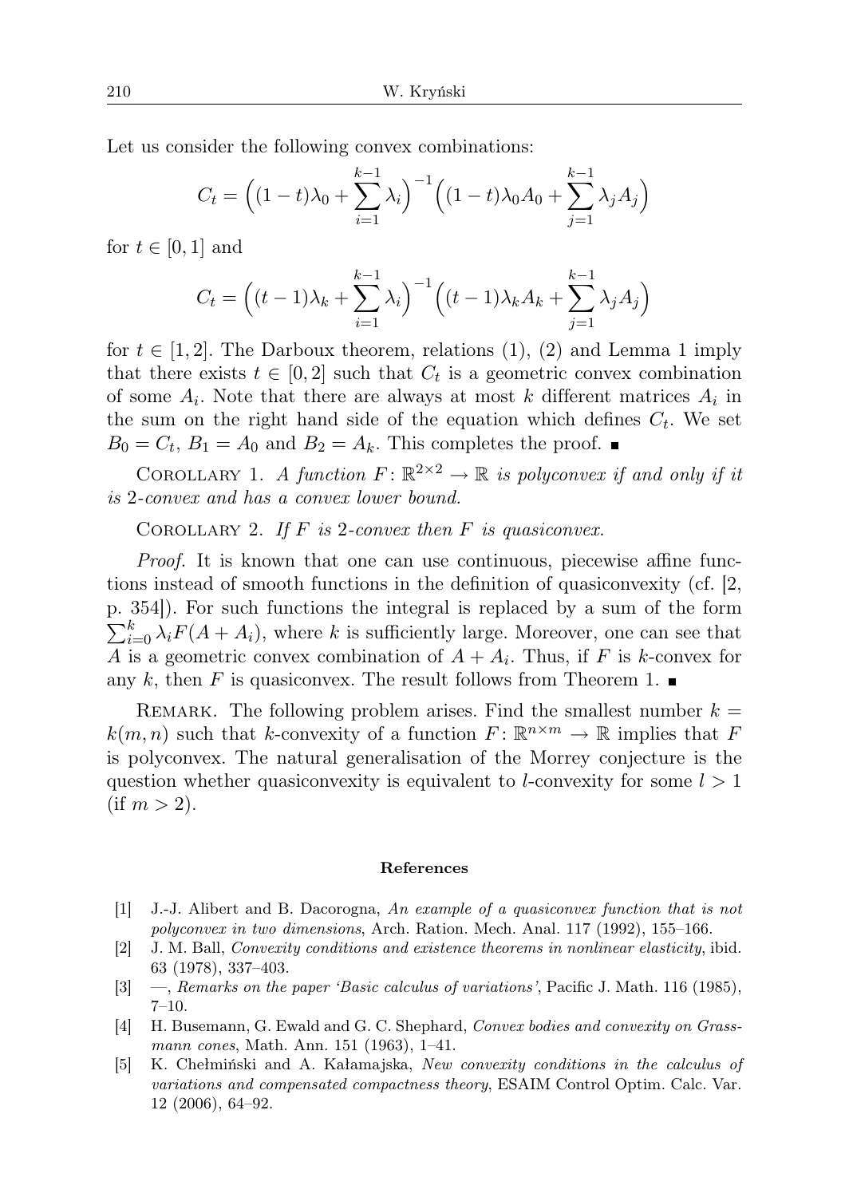Let us consider the following convex combinations:

$$C_t = \Big((1-t)\lambda_0 + \sum_{i=1}^{k-1} \lambda_i\Big)^{-1}\Big((1-t)\lambda_0 A_0 + \sum_{j=1}^{k-1} \lambda_j A_j\Big)$$

for $t \in [0,1]$ and

$$C_t = \Big((t-1)\lambda_k + \sum_{i=1}^{k-1} \lambda_i\Big)^{-1}\Big((t-1)\lambda_k A_k + \sum_{j=1}^{k-1} \lambda_j A_j\Big)$$

for $t \in [1,2]$. The Darboux theorem, relations (1), (2) and Lemma 1 imply that there exists $t \in [0,2]$ such that $C_t$ is a geometric convex combination of some $A_i$. Note that there are always at most $k$ different matrices $A_i$ in the sum on the right hand side of the equation which defines $C_t$. We set $B_0 = C_t$, $B_1 = A_0$ and $B_2 = A_k$. This completes the proof. ■

Corollary 1. *A function $F\colon \mathbb{R}^{2\times 2} \to \mathbb{R}$ is polyconvex if and only if it is 2-convex and has a convex lower bound.*

Corollary 2. *If $F$ is 2-convex then $F$ is quasiconvex.*

*Proof.* It is known that one can use continuous, piecewise affine functions instead of smooth functions in the definition of quasiconvexity (cf. [2, p. 354]). For such functions the integral is replaced by a sum of the form $\sum_{i=0}^{k} \lambda_i F(A + A_i)$, where $k$ is sufficiently large. Moreover, one can see that $A$ is a geometric convex combination of $A + A_i$. Thus, if $F$ is $k$-convex for any $k$, then $F$ is quasiconvex. The result follows from Theorem 1. ■

Remark. The following problem arises. Find the smallest number $k = k(m,n)$ such that $k$-convexity of a function $F\colon \mathbb{R}^{n\times m} \to \mathbb{R}$ implies that $F$ is polyconvex. The natural generalisation of the Morrey conjecture is the question whether quasiconvexity is equivalent to $l$-convexity for some $l > 1$ (if $m > 2$).

## References

[1] J.-J. Alibert and B. Dacorogna, *An example of a quasiconvex function that is not polyconvex in two dimensions*, Arch. Ration. Mech. Anal. 117 (1992), 155–166.

[2] J. M. Ball, *Convexity conditions and existence theorems in nonlinear elasticity*, ibid. 63 (1978), 337–403.

[3] —, *Remarks on the paper 'Basic calculus of variations'*, Pacific J. Math. 116 (1985), 7–10.

[4] H. Busemann, G. Ewald and G. C. Shephard, *Convex bodies and convexity on Grassmann cones*, Math. Ann. 151 (1963), 1–41.

[5] K. Chełmiński and A. Kałamajska, *New convexity conditions in the calculus of variations and compensated compactness theory*, ESAIM Control Optim. Calc. Var. 12 (2006), 64–92.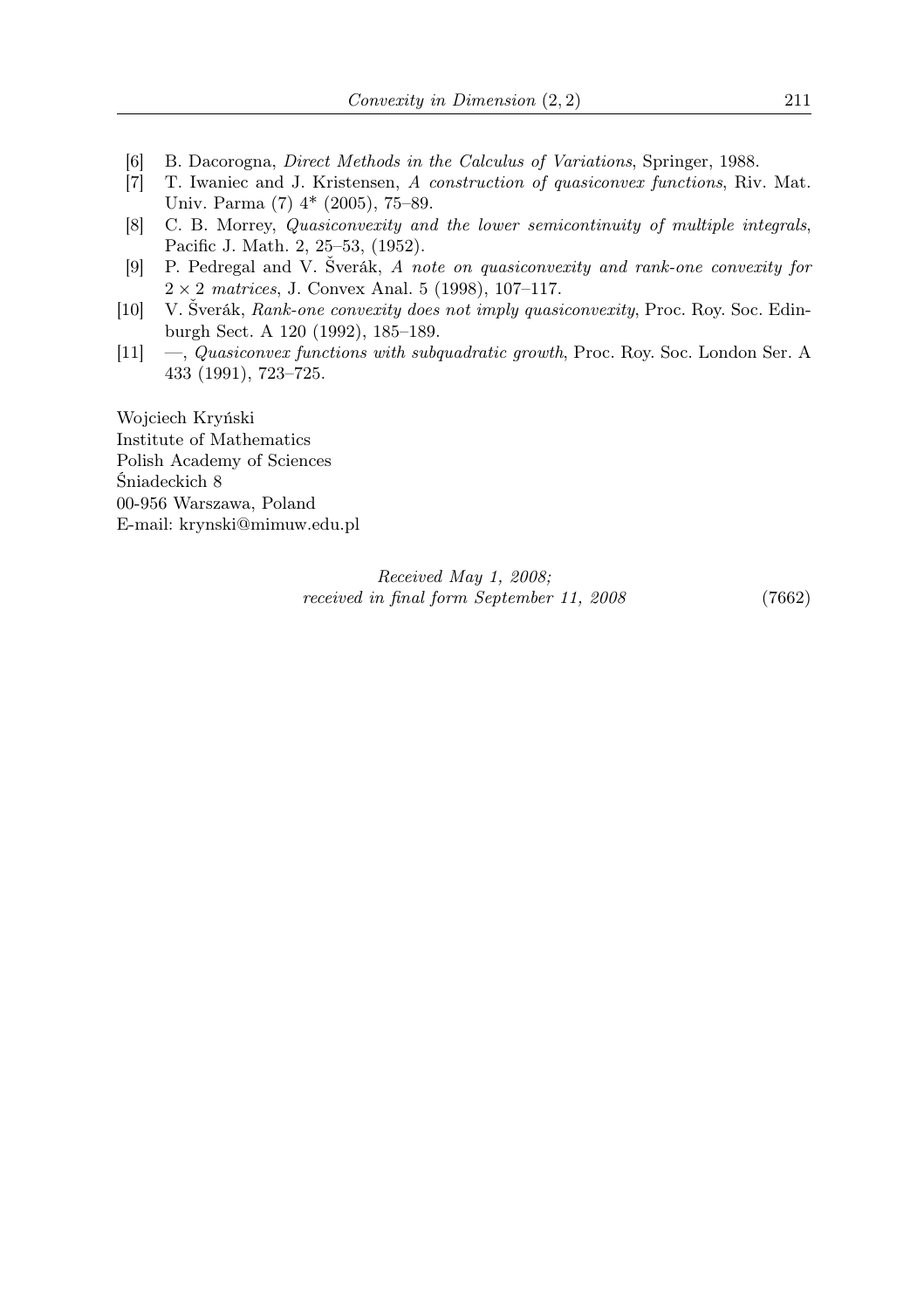[6] B. Dacorogna, *Direct Methods in the Calculus of Variations*, Springer, 1988.

[7] T. Iwaniec and J. Kristensen, *A construction of quasiconvex functions*, Riv. Mat. Univ. Parma (7) 4* (2005), 75–89.

[8] C. B. Morrey, *Quasiconvexity and the lower semicontinuity of multiple integrals*, Pacific J. Math. 2, 25–53, (1952).

[9] P. Pedregal and V. Šverák, *A note on quasiconvexity and rank-one convexity for* $2 \times 2$ *matrices*, J. Convex Anal. 5 (1998), 107–117.

[10] V. Šverák, *Rank-one convexity does not imply quasiconvexity*, Proc. Roy. Soc. Edinburgh Sect. A 120 (1992), 185–189.

[11] —, *Quasiconvex functions with subquadratic growth*, Proc. Roy. Soc. London Ser. A 433 (1991), 723–725.

Wojciech Kryński
Institute of Mathematics
Polish Academy of Sciences
Śniadeckich 8
00-956 Warszawa, Poland
E-mail: krynski@mimuw.edu.pl

*Received May 1, 2008;*
*received in final form September 11, 2008* (7662)